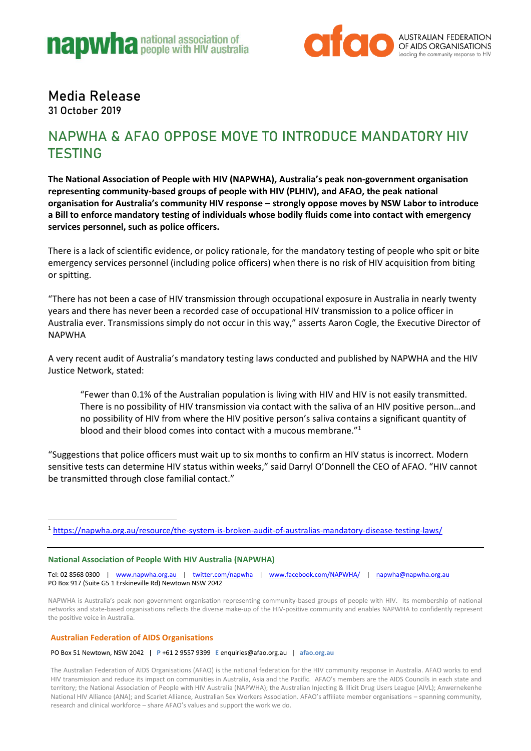napwha national association of people with HIV australia

afao AUSTRALIAN FEDERATION OF AIDS ORGANISATIONS Leading the community response to HIV

## Media Release

31 October 2019

# NAPWHA & AFAO OPPOSE MOVE TO INTRODUCE MANDATORY HIV TESTING

**The National Association of People with HIV (NAPWHA), Australia's peak non-government organisation representing community-based groups of people with HIV (PLHIV), and AFAO, the peak national organisation for Australia's community HIV response – strongly oppose moves by NSW Labor to introduce a Bill to enforce mandatory testing of individuals whose bodily fluids come into contact with emergency services personnel, such as police officers.**

There is a lack of scientific evidence, or policy rationale, for the mandatory testing of people who spit or bite emergency services personnel (including police officers) when there is no risk of HIV acquisition from biting or spitting.

"There has not been a case of HIV transmission through occupational exposure in Australia in nearly twenty years and there has never been a recorded case of occupational HIV transmission to a police officer in Australia ever. Transmissions simply do not occur in this way," asserts Aaron Cogle, the Executive Director of NAPWHA

A very recent audit of Australia's mandatory testing laws conducted and published by NAPWHA and the HIV Justice Network, stated:

> "Fewer than 0.1% of the Australian population is living with HIV and HIV is not easily transmitted. There is no possibility of HIV transmission via contact with the saliva of an HIV positive person…and no possibility of HIV from where the HIV positive person's saliva contains a significant quantity of blood and their blood comes into contact with a mucous membrane."[1]

"Suggestions that police officers must wait up to six months to confirm an HIV status is incorrect. Modern sensitive tests can determine HIV status within weeks," said Darryl O'Donnell the CEO of AFAO. "HIV cannot be transmitted through close familial contact."

---

[1] https://napwha.org.au/resource/the-system-is-broken-audit-of-australias-mandatory-disease-testing-laws/

---

**National Association of People With HIV Australia (NAPWHA)**

Tel: 02 8568 0300 | www.napwha.org.au | twitter.com/napwha | www.facebook.com/NAPWHA/ | napwha@napwha.org.au
PO Box 917 (Suite G5 1 Erskineville Rd) Newtown NSW 2042

NAPWHA is Australia's peak non-government organisation representing community-based groups of people with HIV. Its membership of national networks and state-based organisations reflects the diverse make-up of the HIV-positive community and enables NAPWHA to confidently represent the positive voice in Australia.

**Australian Federation of AIDS Organisations**

PO Box 51 Newtown, NSW 2042 | P +61 2 9557 9399 E enquiries@afao.org.au | afao.org.au

The Australian Federation of AIDS Organisations (AFAO) is the national federation for the HIV community response in Australia. AFAO works to end HIV transmission and reduce its impact on communities in Australia, Asia and the Pacific. AFAO's members are the AIDS Councils in each state and territory; the National Association of People with HIV Australia (NAPWHA); the Australian Injecting & Illicit Drug Users League (AIVL); Anwernekenhe National HIV Alliance (ANA); and Scarlet Alliance, Australian Sex Workers Association. AFAO's affiliate member organisations – spanning community, research and clinical workforce – share AFAO's values and support the work we do.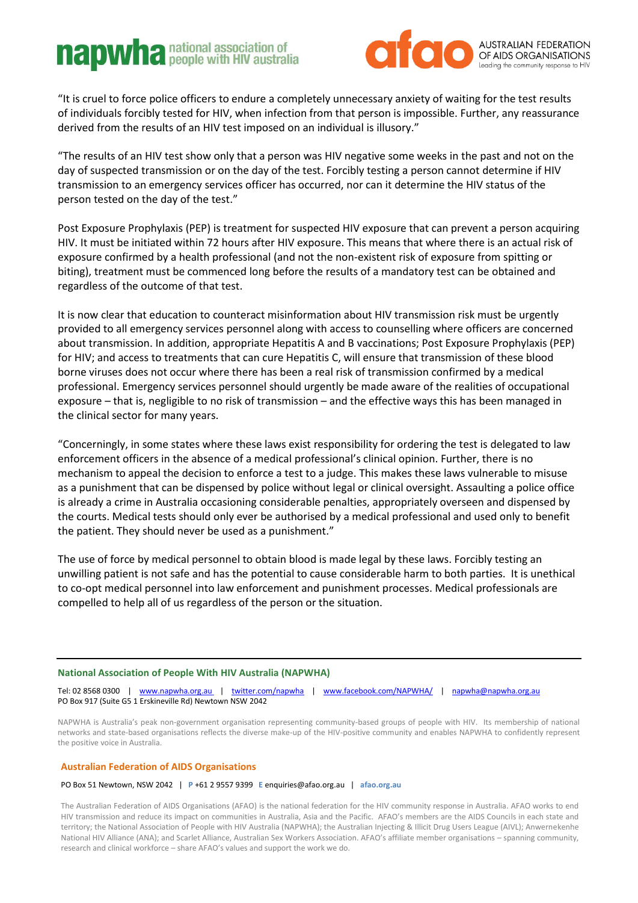"It is cruel to force police officers to endure a completely unnecessary anxiety of waiting for the test results of individuals forcibly tested for HIV, when infection from that person is impossible. Further, any reassurance derived from the results of an HIV test imposed on an individual is illusory."

"The results of an HIV test show only that a person was HIV negative some weeks in the past and not on the day of suspected transmission or on the day of the test. Forcibly testing a person cannot determine if HIV transmission to an emergency services officer has occurred, nor can it determine the HIV status of the person tested on the day of the test."

Post Exposure Prophylaxis (PEP) is treatment for suspected HIV exposure that can prevent a person acquiring HIV. It must be initiated within 72 hours after HIV exposure. This means that where there is an actual risk of exposure confirmed by a health professional (and not the non-existent risk of exposure from spitting or biting), treatment must be commenced long before the results of a mandatory test can be obtained and regardless of the outcome of that test.

It is now clear that education to counteract misinformation about HIV transmission risk must be urgently provided to all emergency services personnel along with access to counselling where officers are concerned about transmission. In addition, appropriate Hepatitis A and B vaccinations; Post Exposure Prophylaxis (PEP) for HIV; and access to treatments that can cure Hepatitis C, will ensure that transmission of these blood borne viruses does not occur where there has been a real risk of transmission confirmed by a medical professional. Emergency services personnel should urgently be made aware of the realities of occupational exposure – that is, negligible to no risk of transmission – and the effective ways this has been managed in the clinical sector for many years.

"Concerningly, in some states where these laws exist responsibility for ordering the test is delegated to law enforcement officers in the absence of a medical professional's clinical opinion. Further, there is no mechanism to appeal the decision to enforce a test to a judge. This makes these laws vulnerable to misuse as a punishment that can be dispensed by police without legal or clinical oversight. Assaulting a police office is already a crime in Australia occasioning considerable penalties, appropriately overseen and dispensed by the courts. Medical tests should only ever be authorised by a medical professional and used only to benefit the patient. They should never be used as a punishment."

The use of force by medical personnel to obtain blood is made legal by these laws. Forcibly testing an unwilling patient is not safe and has the potential to cause considerable harm to both parties. It is unethical to co-opt medical personnel into law enforcement and punishment processes. Medical professionals are compelled to help all of us regardless of the person or the situation.

---

**National Association of People With HIV Australia (NAPWHA)**

Tel: 02 8568 0300 | www.napwha.org.au | twitter.com/napwha | www.facebook.com/NAPWHA/ | napwha@napwha.org.au
PO Box 917 (Suite G5 1 Erskineville Rd) Newtown NSW 2042

NAPWHA is Australia's peak non-government organisation representing community-based groups of people with HIV. Its membership of national networks and state-based organisations reflects the diverse make-up of the HIV-positive community and enables NAPWHA to confidently represent the positive voice in Australia.

**Australian Federation of AIDS Organisations**

PO Box 51 Newtown, NSW 2042 | P +61 2 9557 9399 E enquiries@afao.org.au | afao.org.au

The Australian Federation of AIDS Organisations (AFAO) is the national federation for the HIV community response in Australia. AFAO works to end HIV transmission and reduce its impact on communities in Australia, Asia and the Pacific. AFAO's members are the AIDS Councils in each state and territory; the National Association of People with HIV Australia (NAPWHA); the Australian Injecting & Illicit Drug Users League (AIVL); Anwernekenhe National HIV Alliance (ANA); and Scarlet Alliance, Australian Sex Workers Association. AFAO's affiliate member organisations – spanning community, research and clinical workforce – share AFAO's values and support the work we do.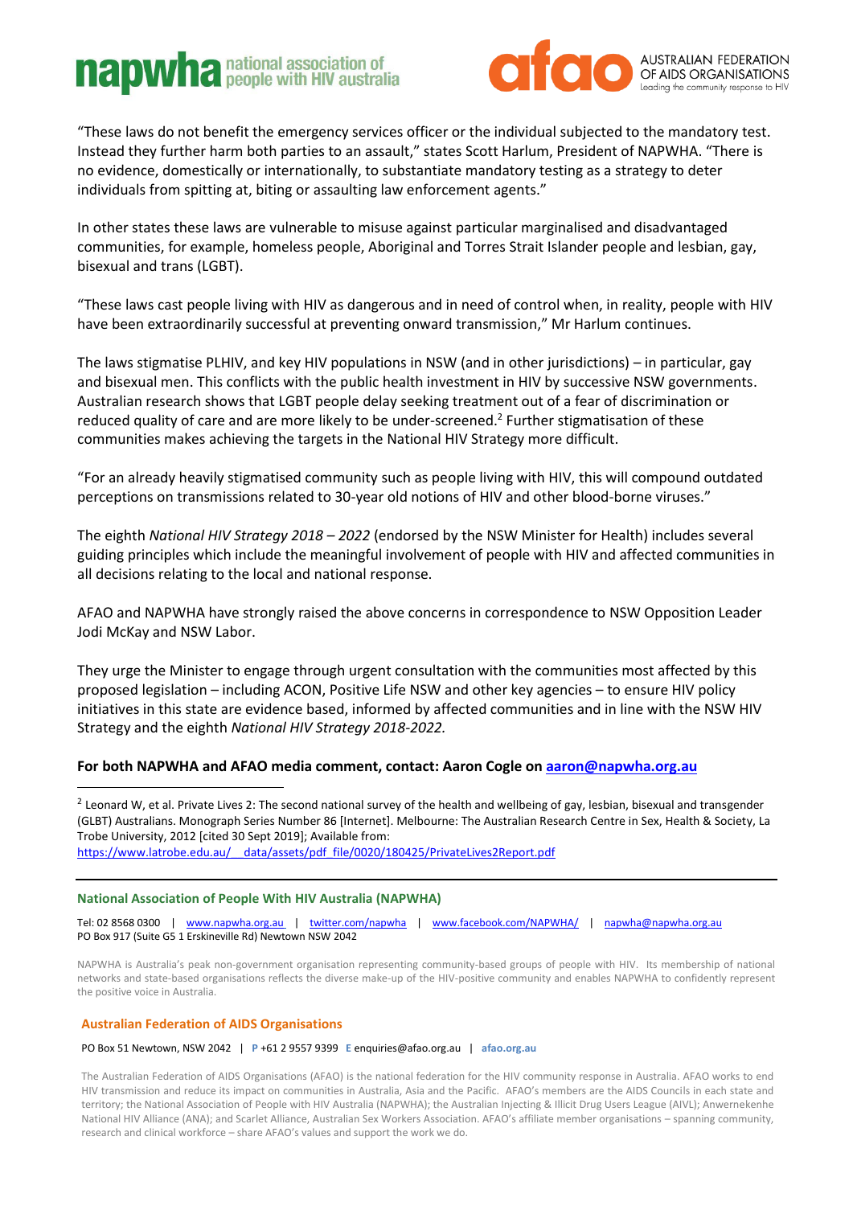"These laws do not benefit the emergency services officer or the individual subjected to the mandatory test. Instead they further harm both parties to an assault," states Scott Harlum, President of NAPWHA. "There is no evidence, domestically or internationally, to substantiate mandatory testing as a strategy to deter individuals from spitting at, biting or assaulting law enforcement agents."

In other states these laws are vulnerable to misuse against particular marginalised and disadvantaged communities, for example, homeless people, Aboriginal and Torres Strait Islander people and lesbian, gay, bisexual and trans (LGBT).

"These laws cast people living with HIV as dangerous and in need of control when, in reality, people with HIV have been extraordinarily successful at preventing onward transmission," Mr Harlum continues.

The laws stigmatise PLHIV, and key HIV populations in NSW (and in other jurisdictions) – in particular, gay and bisexual men. This conflicts with the public health investment in HIV by successive NSW governments. Australian research shows that LGBT people delay seeking treatment out of a fear of discrimination or reduced quality of care and are more likely to be under-screened.[2] Further stigmatisation of these communities makes achieving the targets in the National HIV Strategy more difficult.

"For an already heavily stigmatised community such as people living with HIV, this will compound outdated perceptions on transmissions related to 30-year old notions of HIV and other blood-borne viruses."

The eighth *National HIV Strategy 2018 – 2022* (endorsed by the NSW Minister for Health) includes several guiding principles which include the meaningful involvement of people with HIV and affected communities in all decisions relating to the local and national response.

AFAO and NAPWHA have strongly raised the above concerns in correspondence to NSW Opposition Leader Jodi McKay and NSW Labor.

They urge the Minister to engage through urgent consultation with the communities most affected by this proposed legislation – including ACON, Positive Life NSW and other key agencies – to ensure HIV policy initiatives in this state are evidence based, informed by affected communities and in line with the NSW HIV Strategy and the eighth *National HIV Strategy 2018-2022.*

**For both NAPWHA and AFAO media comment, contact: Aaron Cogle on aaron@napwha.org.au**

[2] Leonard W, et al. Private Lives 2: The second national survey of the health and wellbeing of gay, lesbian, bisexual and transgender (GLBT) Australians. Monograph Series Number 86 [Internet]. Melbourne: The Australian Research Centre in Sex, Health & Society, La Trobe University, 2012 [cited 30 Sept 2019]; Available from: https://www.latrobe.edu.au/__data/assets/pdf_file/0020/180425/PrivateLives2Report.pdf

**National Association of People With HIV Australia (NAPWHA)**

Tel: 02 8568 0300 | www.napwha.org.au | twitter.com/napwha | www.facebook.com/NAPWHA/ | napwha@napwha.org.au
PO Box 917 (Suite G5 1 Erskineville Rd) Newtown NSW 2042

NAPWHA is Australia's peak non-government organisation representing community-based groups of people with HIV. Its membership of national networks and state-based organisations reflects the diverse make-up of the HIV-positive community and enables NAPWHA to confidently represent the positive voice in Australia.

**Australian Federation of AIDS Organisations**

PO Box 51 Newtown, NSW 2042 | P +61 2 9557 9399 E enquiries@afao.org.au | afao.org.au

The Australian Federation of AIDS Organisations (AFAO) is the national federation for the HIV community response in Australia. AFAO works to end HIV transmission and reduce its impact on communities in Australia, Asia and the Pacific. AFAO's members are the AIDS Councils in each state and territory; the National Association of People with HIV Australia (NAPWHA); the Australian Injecting & Illicit Drug Users League (AIVL); Anwernekenhe National HIV Alliance (ANA); and Scarlet Alliance, Australian Sex Workers Association. AFAO's affiliate member organisations – spanning community, research and clinical workforce – share AFAO's values and support the work we do.